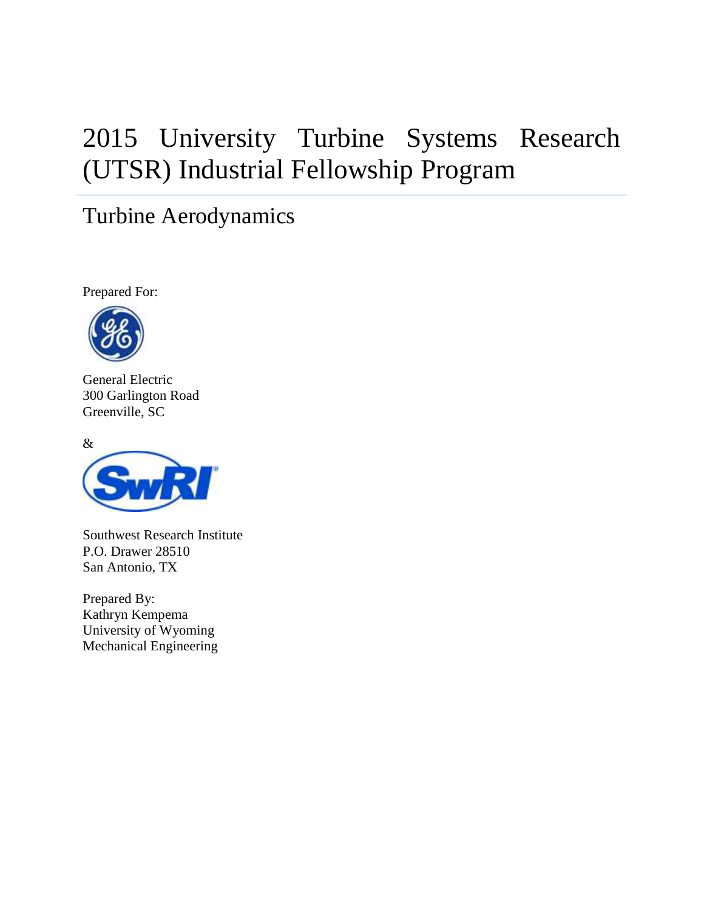# 2015 University Turbine Systems Research (UTSR) Industrial Fellowship Program

## Turbine Aerodynamics

Prepared For:

General Electric
300 Garlington Road
Greenville, SC

&

Southwest Research Institute
P.O. Drawer 28510
San Antonio, TX

Prepared By:
Kathryn Kempema
University of Wyoming
Mechanical Engineering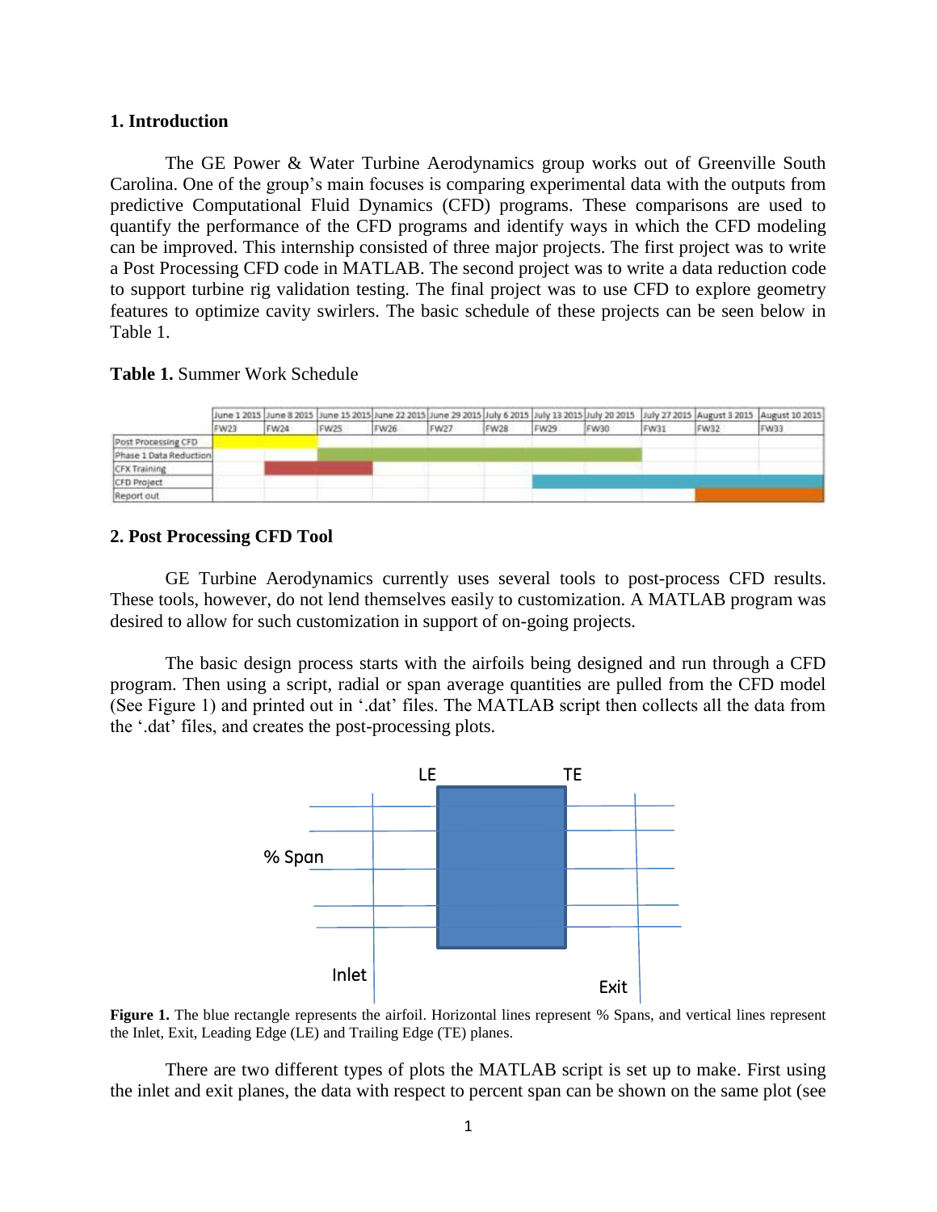## 1. Introduction

The GE Power & Water Turbine Aerodynamics group works out of Greenville South Carolina. One of the group's main focuses is comparing experimental data with the outputs from predictive Computational Fluid Dynamics (CFD) programs. These comparisons are used to quantify the performance of the CFD programs and identify ways in which the CFD modeling can be improved. This internship consisted of three major projects. The first project was to write a Post Processing CFD code in MATLAB. The second project was to write a data reduction code to support turbine rig validation testing. The final project was to use CFD to explore geometry features to optimize cavity swirlers. The basic schedule of these projects can be seen below in Table 1.

**Table 1.** Summer Work Schedule

| | June 1 2015 | June 8 2015 | June 15 2015 | June 22 2015 | June 29 2015 | July 6 2015 | July 13 2015 | July 20 2015 | July 27 2015 | August 3 2015 | August 10 2015 |
|---|---|---|---|---|---|---|---|---|---|---|---|
| | FW23 | FW24 | FW25 | FW26 | FW27 | FW28 | FW29 | FW30 | FW31 | FW32 | FW33 |
| Post Processing CFD | | | | | | | | | | | |
| Phase 1 Data Reduction | | | | | | | | | | | |
| CFX Training | | | | | | | | | | | |
| CFD Project | | | | | | | | | | | |
| Report out | | | | | | | | | | | |

## 2. Post Processing CFD Tool

GE Turbine Aerodynamics currently uses several tools to post-process CFD results. These tools, however, do not lend themselves easily to customization. A MATLAB program was desired to allow for such customization in support of on-going projects.

The basic design process starts with the airfoils being designed and run through a CFD program. Then using a script, radial or span average quantities are pulled from the CFD model (See Figure 1) and printed out in '.dat' files. The MATLAB script then collects all the data from the '.dat' files, and creates the post-processing plots.

**Figure 1.** The blue rectangle represents the airfoil. Horizontal lines represent % Spans, and vertical lines represent the Inlet, Exit, Leading Edge (LE) and Trailing Edge (TE) planes.

There are two different types of plots the MATLAB script is set up to make. First using the inlet and exit planes, the data with respect to percent span can be shown on the same plot (see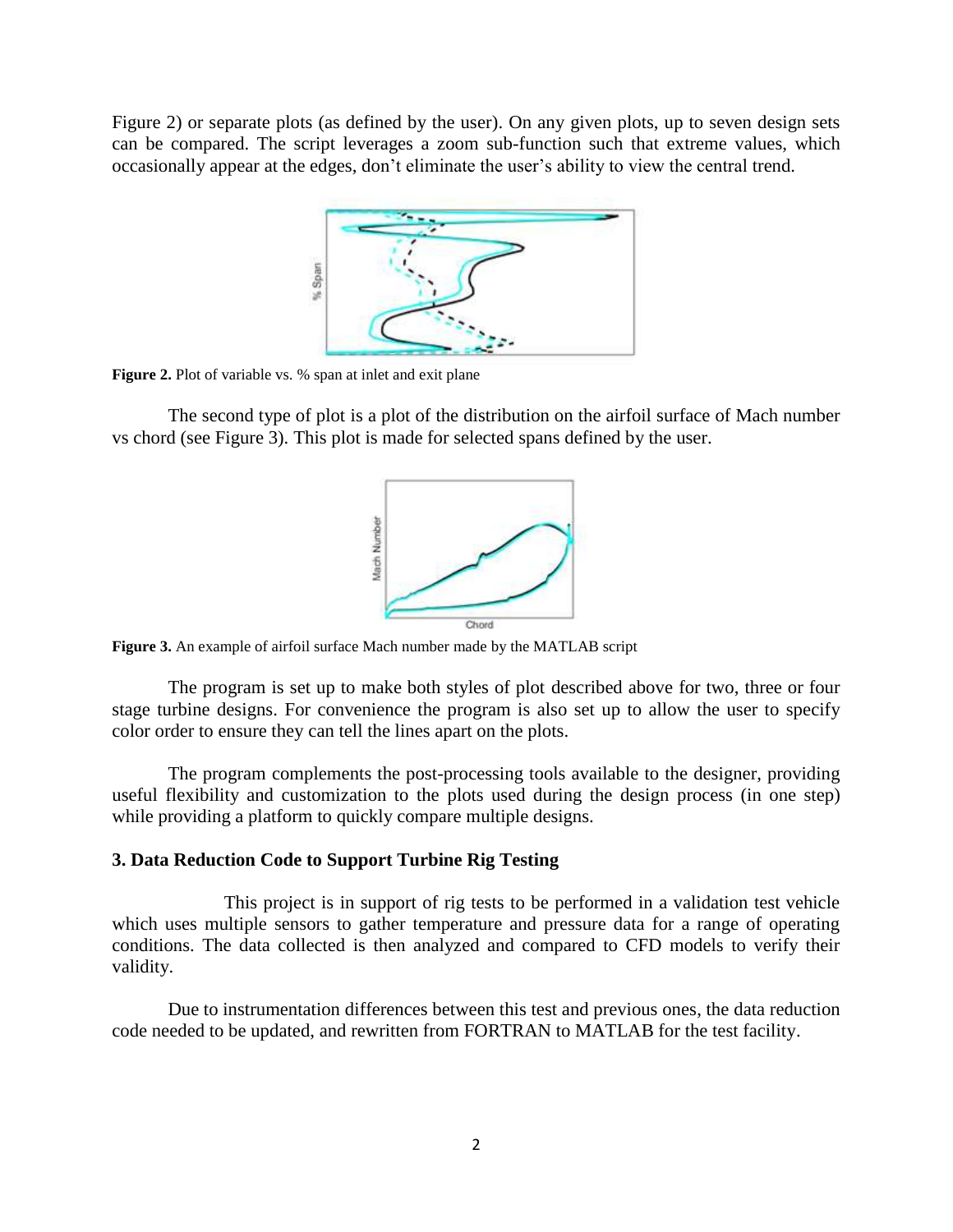Figure 2) or separate plots (as defined by the user). On any given plots, up to seven design sets can be compared. The script leverages a zoom sub-function such that extreme values, which occasionally appear at the edges, don't eliminate the user's ability to view the central trend.

**Figure 2.** Plot of variable vs. % span at inlet and exit plane

The second type of plot is a plot of the distribution on the airfoil surface of Mach number vs chord (see Figure 3). This plot is made for selected spans defined by the user.

**Figure 3.** An example of airfoil surface Mach number made by the MATLAB script

The program is set up to make both styles of plot described above for two, three or four stage turbine designs. For convenience the program is also set up to allow the user to specify color order to ensure they can tell the lines apart on the plots.

The program complements the post-processing tools available to the designer, providing useful flexibility and customization to the plots used during the design process (in one step) while providing a platform to quickly compare multiple designs.

### 3. Data Reduction Code to Support Turbine Rig Testing

This project is in support of rig tests to be performed in a validation test vehicle which uses multiple sensors to gather temperature and pressure data for a range of operating conditions. The data collected is then analyzed and compared to CFD models to verify their validity.

Due to instrumentation differences between this test and previous ones, the data reduction code needed to be updated, and rewritten from FORTRAN to MATLAB for the test facility.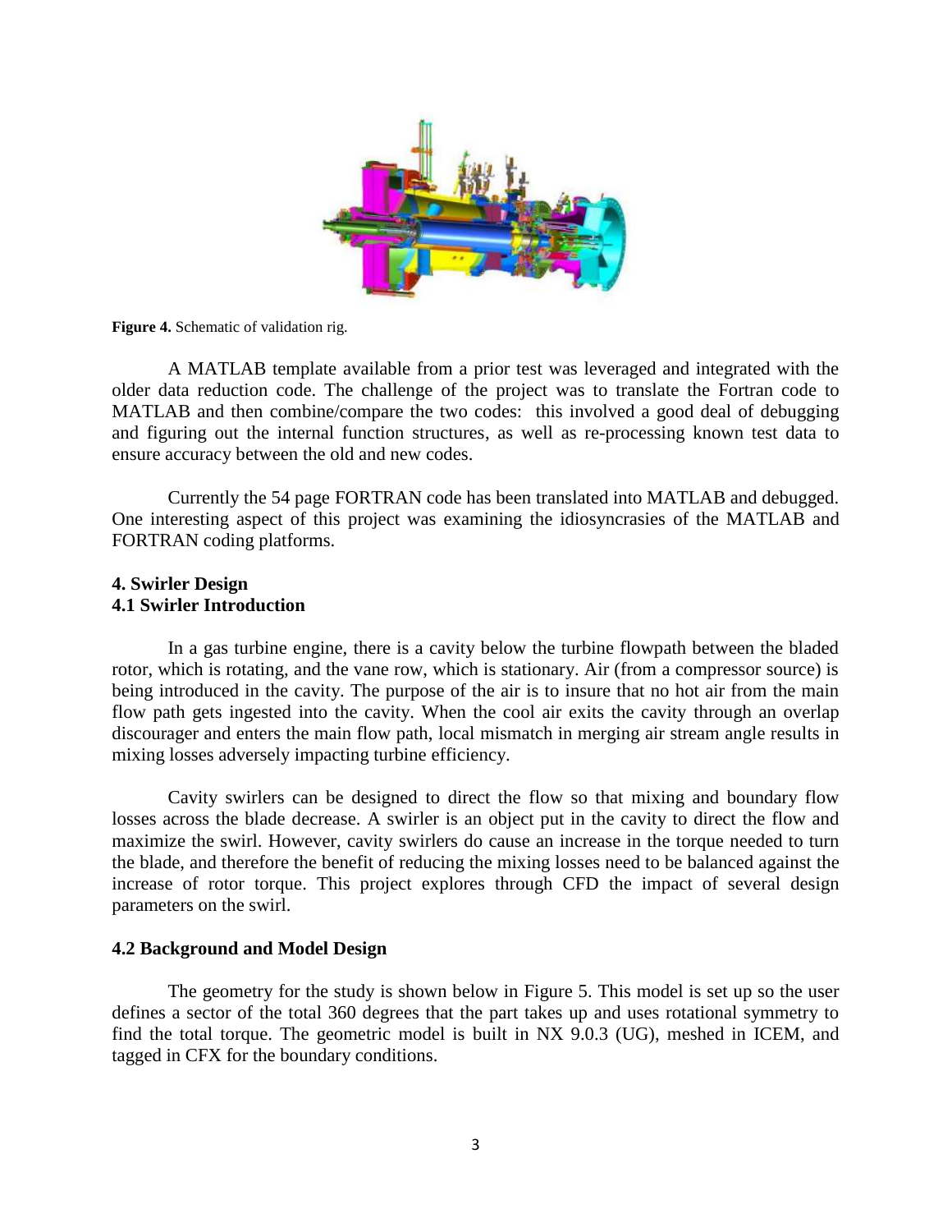**Figure 4.** Schematic of validation rig.

A MATLAB template available from a prior test was leveraged and integrated with the older data reduction code. The challenge of the project was to translate the Fortran code to MATLAB and then combine/compare the two codes: this involved a good deal of debugging and figuring out the internal function structures, as well as re-processing known test data to ensure accuracy between the old and new codes.

Currently the 54 page FORTRAN code has been translated into MATLAB and debugged. One interesting aspect of this project was examining the idiosyncrasies of the MATLAB and FORTRAN coding platforms.

## 4. Swirler Design

### 4.1 Swirler Introduction

In a gas turbine engine, there is a cavity below the turbine flowpath between the bladed rotor, which is rotating, and the vane row, which is stationary. Air (from a compressor source) is being introduced in the cavity. The purpose of the air is to insure that no hot air from the main flow path gets ingested into the cavity. When the cool air exits the cavity through an overlap discourager and enters the main flow path, local mismatch in merging air stream angle results in mixing losses adversely impacting turbine efficiency.

Cavity swirlers can be designed to direct the flow so that mixing and boundary flow losses across the blade decrease. A swirler is an object put in the cavity to direct the flow and maximize the swirl. However, cavity swirlers do cause an increase in the torque needed to turn the blade, and therefore the benefit of reducing the mixing losses need to be balanced against the increase of rotor torque. This project explores through CFD the impact of several design parameters on the swirl.

### 4.2 Background and Model Design

The geometry for the study is shown below in Figure 5. This model is set up so the user defines a sector of the total 360 degrees that the part takes up and uses rotational symmetry to find the total torque. The geometric model is built in NX 9.0.3 (UG), meshed in ICEM, and tagged in CFX for the boundary conditions.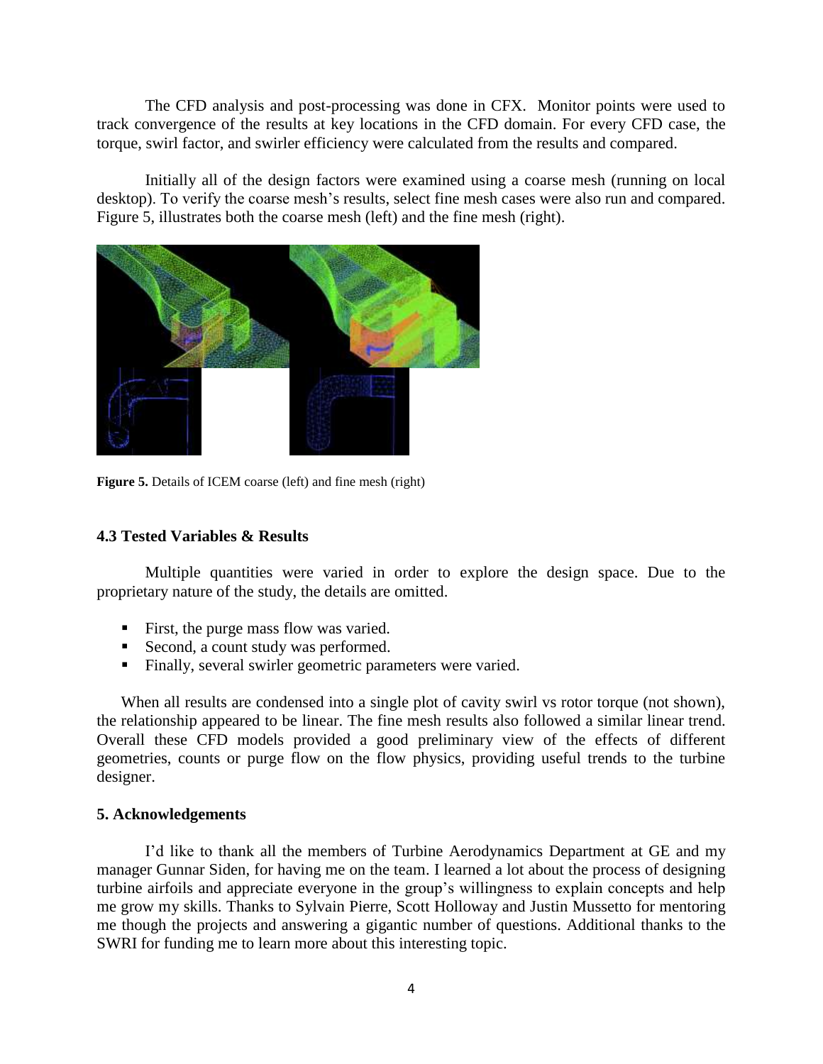The CFD analysis and post-processing was done in CFX. Monitor points were used to track convergence of the results at key locations in the CFD domain. For every CFD case, the torque, swirl factor, and swirler efficiency were calculated from the results and compared.

Initially all of the design factors were examined using a coarse mesh (running on local desktop). To verify the coarse mesh's results, select fine mesh cases were also run and compared. Figure 5, illustrates both the coarse mesh (left) and the fine mesh (right).

**Figure 5.** Details of ICEM coarse (left) and fine mesh (right)

### 4.3 Tested Variables & Results

Multiple quantities were varied in order to explore the design space. Due to the proprietary nature of the study, the details are omitted.

- First, the purge mass flow was varied.
- Second, a count study was performed.
- Finally, several swirler geometric parameters were varied.

When all results are condensed into a single plot of cavity swirl vs rotor torque (not shown), the relationship appeared to be linear. The fine mesh results also followed a similar linear trend. Overall these CFD models provided a good preliminary view of the effects of different geometries, counts or purge flow on the flow physics, providing useful trends to the turbine designer.

### 5. Acknowledgements

I'd like to thank all the members of Turbine Aerodynamics Department at GE and my manager Gunnar Siden, for having me on the team. I learned a lot about the process of designing turbine airfoils and appreciate everyone in the group's willingness to explain concepts and help me grow my skills. Thanks to Sylvain Pierre, Scott Holloway and Justin Mussetto for mentoring me though the projects and answering a gigantic number of questions. Additional thanks to the SWRI for funding me to learn more about this interesting topic.